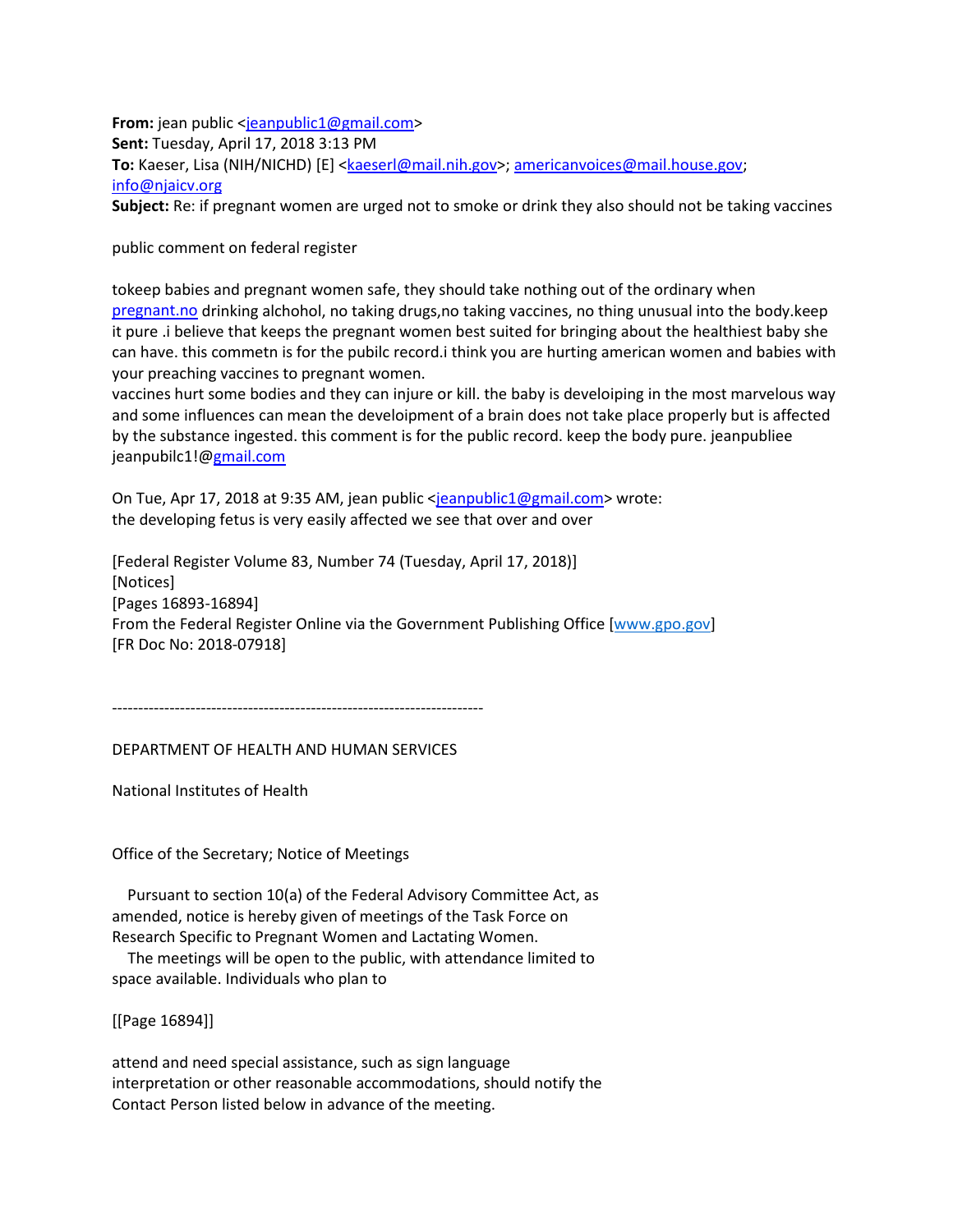**From:** jean public <jeanpublic1@gmail.com>
**Sent:** Tuesday, April 17, 2018 3:13 PM
**To:** Kaeser, Lisa (NIH/NICHD) [E] <kaeserl@mail.nih.gov>; americanvoices@mail.house.gov; info@njaicv.org
**Subject:** Re: if pregnant women are urged not to smoke or drink they also should not be taking vaccines

public comment on federal register

tokeep babies and pregnant women safe, they should take nothing out of the ordinary when pregnant.no drinking alchohol, no taking drugs,no taking vaccines, no thing unusual into the body.keep it pure .i believe that keeps the pregnant women best suited for bringing about the healthiest baby she can have. this commetn is for the pubilc record.i think you are hurting american women and babies with your preaching vaccines to pregnant women.
vaccines hurt some bodies and they can injure or kill. the baby is develoiping in the most marvelous way and some influences can mean the develoipment of a brain does not take place properly but is affected by the substance ingested. this comment is for the public record. keep the body pure. jeanpubliee jeanpubilc1!@gmail.com

On Tue, Apr 17, 2018 at 9:35 AM, jean public <jeanpublic1@gmail.com> wrote:
the developing fetus is very easily affected we see that over and over

[Federal Register Volume 83, Number 74 (Tuesday, April 17, 2018)]
[Notices]
[Pages 16893-16894]
From the Federal Register Online via the Government Publishing Office [www.gpo.gov]
[FR Doc No: 2018-07918]

-----------------------------------------------------------------------

DEPARTMENT OF HEALTH AND HUMAN SERVICES

National Institutes of Health

Office of the Secretary; Notice of Meetings

Pursuant to section 10(a) of the Federal Advisory Committee Act, as amended, notice is hereby given of meetings of the Task Force on Research Specific to Pregnant Women and Lactating Women.

The meetings will be open to the public, with attendance limited to space available. Individuals who plan to

[[Page 16894]]

attend and need special assistance, such as sign language interpretation or other reasonable accommodations, should notify the Contact Person listed below in advance of the meeting.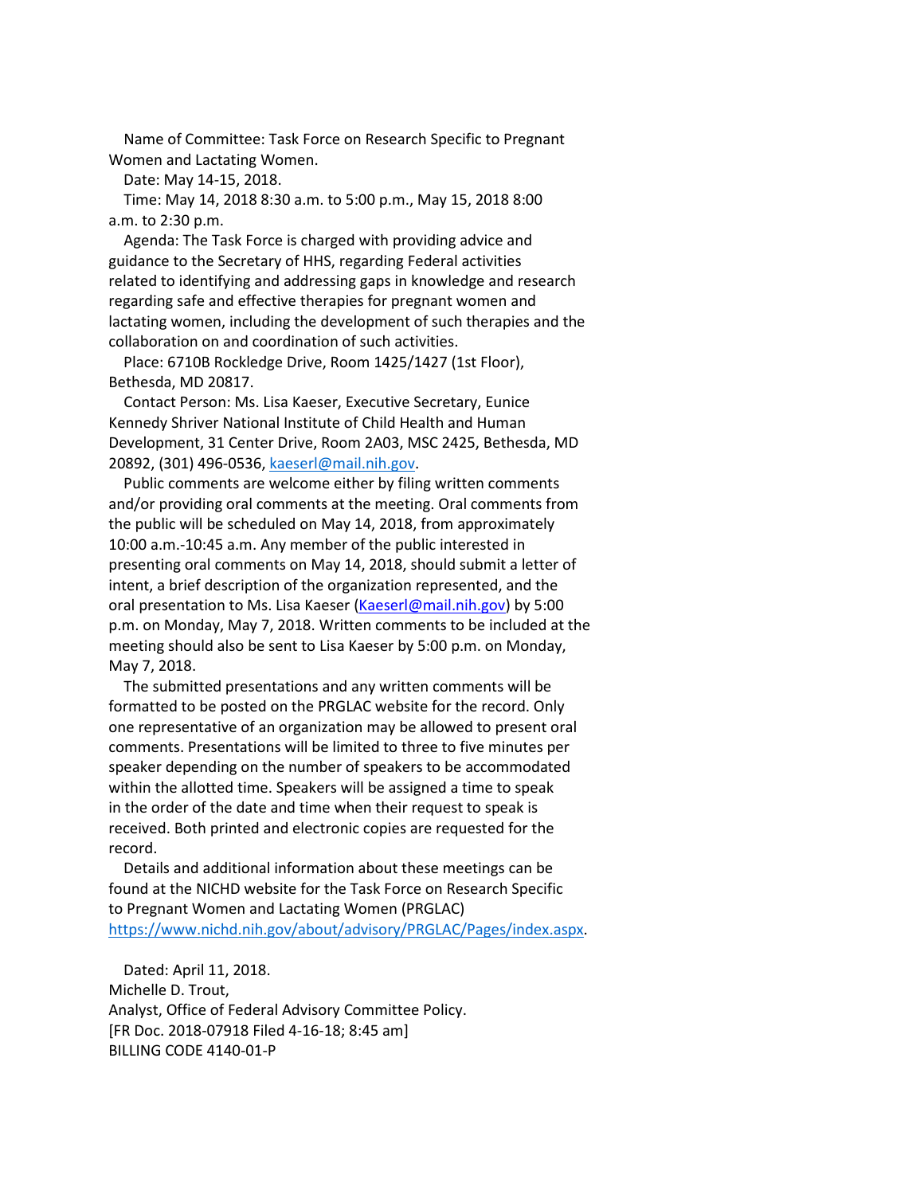Name of Committee: Task Force on Research Specific to Pregnant Women and Lactating Women.

Date: May 14-15, 2018.

Time: May 14, 2018 8:30 a.m. to 5:00 p.m., May 15, 2018 8:00 a.m. to 2:30 p.m.

Agenda: The Task Force is charged with providing advice and guidance to the Secretary of HHS, regarding Federal activities related to identifying and addressing gaps in knowledge and research regarding safe and effective therapies for pregnant women and lactating women, including the development of such therapies and the collaboration on and coordination of such activities.

Place: 6710B Rockledge Drive, Room 1425/1427 (1st Floor), Bethesda, MD 20817.

Contact Person: Ms. Lisa Kaeser, Executive Secretary, Eunice Kennedy Shriver National Institute of Child Health and Human Development, 31 Center Drive, Room 2A03, MSC 2425, Bethesda, MD 20892, (301) 496-0536, kaeserl@mail.nih.gov.

Public comments are welcome either by filing written comments and/or providing oral comments at the meeting. Oral comments from the public will be scheduled on May 14, 2018, from approximately 10:00 a.m.-10:45 a.m. Any member of the public interested in presenting oral comments on May 14, 2018, should submit a letter of intent, a brief description of the organization represented, and the oral presentation to Ms. Lisa Kaeser (Kaeserl@mail.nih.gov) by 5:00 p.m. on Monday, May 7, 2018. Written comments to be included at the meeting should also be sent to Lisa Kaeser by 5:00 p.m. on Monday, May 7, 2018.

The submitted presentations and any written comments will be formatted to be posted on the PRGLAC website for the record. Only one representative of an organization may be allowed to present oral comments. Presentations will be limited to three to five minutes per speaker depending on the number of speakers to be accommodated within the allotted time. Speakers will be assigned a time to speak in the order of the date and time when their request to speak is received. Both printed and electronic copies are requested for the record.

Details and additional information about these meetings can be found at the NICHD website for the Task Force on Research Specific to Pregnant Women and Lactating Women (PRGLAC) https://www.nichd.nih.gov/about/advisory/PRGLAC/Pages/index.aspx.

Dated: April 11, 2018.

Michelle D. Trout,

Analyst, Office of Federal Advisory Committee Policy.

[FR Doc. 2018-07918 Filed 4-16-18; 8:45 am]

BILLING CODE 4140-01-P